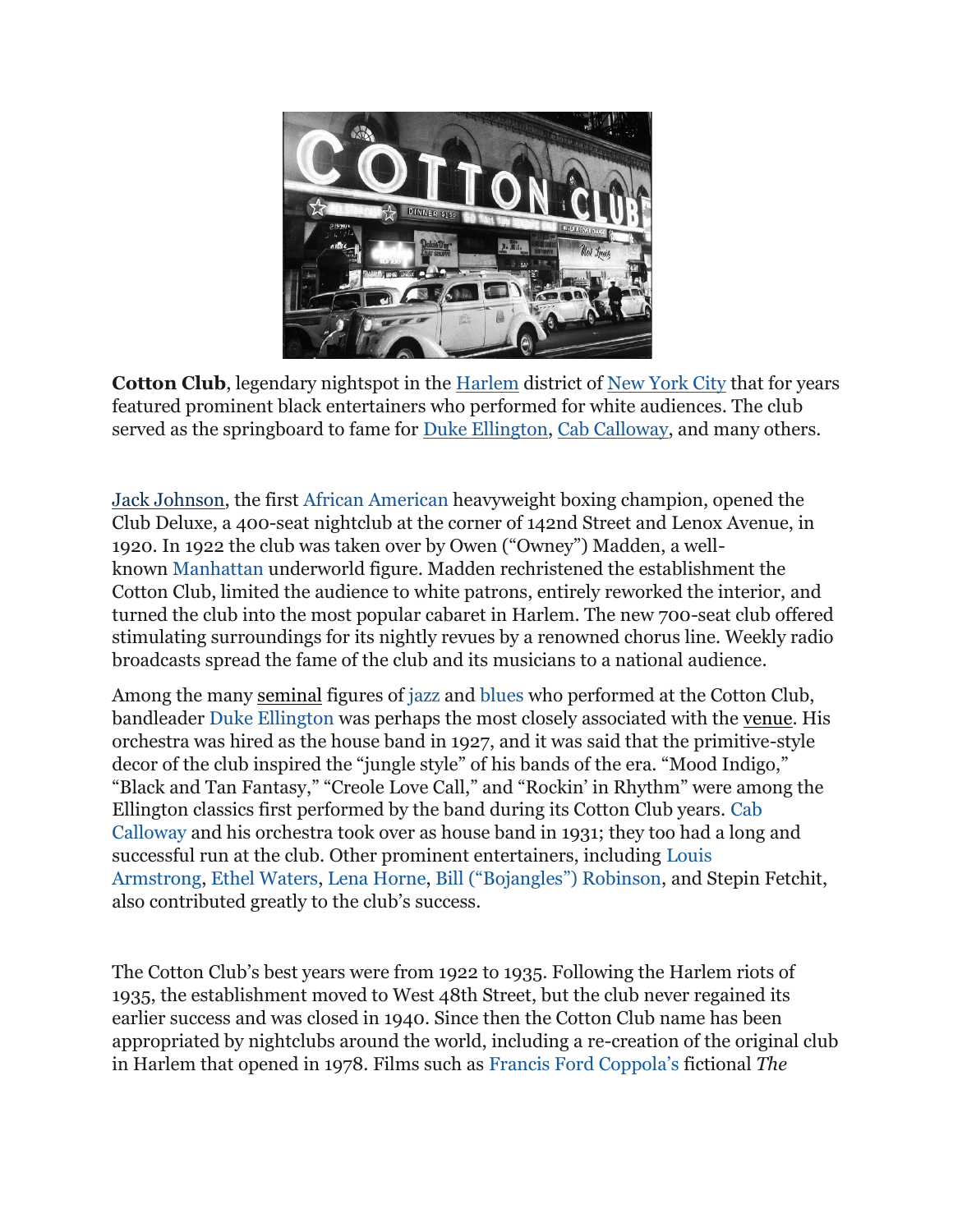**Cotton Club**, legendary nightspot in the Harlem district of New York City that for years featured prominent black entertainers who performed for white audiences. The club served as the springboard to fame for Duke Ellington, Cab Calloway, and many others.

Jack Johnson, the first African American heavyweight boxing champion, opened the Club Deluxe, a 400-seat nightclub at the corner of 142nd Street and Lenox Avenue, in 1920. In 1922 the club was taken over by Owen ("Owney") Madden, a well-known Manhattan underworld figure. Madden rechristened the establishment the Cotton Club, limited the audience to white patrons, entirely reworked the interior, and turned the club into the most popular cabaret in Harlem. The new 700-seat club offered stimulating surroundings for its nightly revues by a renowned chorus line. Weekly radio broadcasts spread the fame of the club and its musicians to a national audience.

Among the many seminal figures of jazz and blues who performed at the Cotton Club, bandleader Duke Ellington was perhaps the most closely associated with the venue. His orchestra was hired as the house band in 1927, and it was said that the primitive-style decor of the club inspired the "jungle style" of his bands of the era. "Mood Indigo," "Black and Tan Fantasy," "Creole Love Call," and "Rockin' in Rhythm" were among the Ellington classics first performed by the band during its Cotton Club years. Cab Calloway and his orchestra took over as house band in 1931; they too had a long and successful run at the club. Other prominent entertainers, including Louis Armstrong, Ethel Waters, Lena Horne, Bill ("Bojangles") Robinson, and Stepin Fetchit, also contributed greatly to the club's success.

The Cotton Club's best years were from 1922 to 1935. Following the Harlem riots of 1935, the establishment moved to West 48th Street, but the club never regained its earlier success and was closed in 1940. Since then the Cotton Club name has been appropriated by nightclubs around the world, including a re-creation of the original club in Harlem that opened in 1978. Films such as Francis Ford Coppola's fictional *The*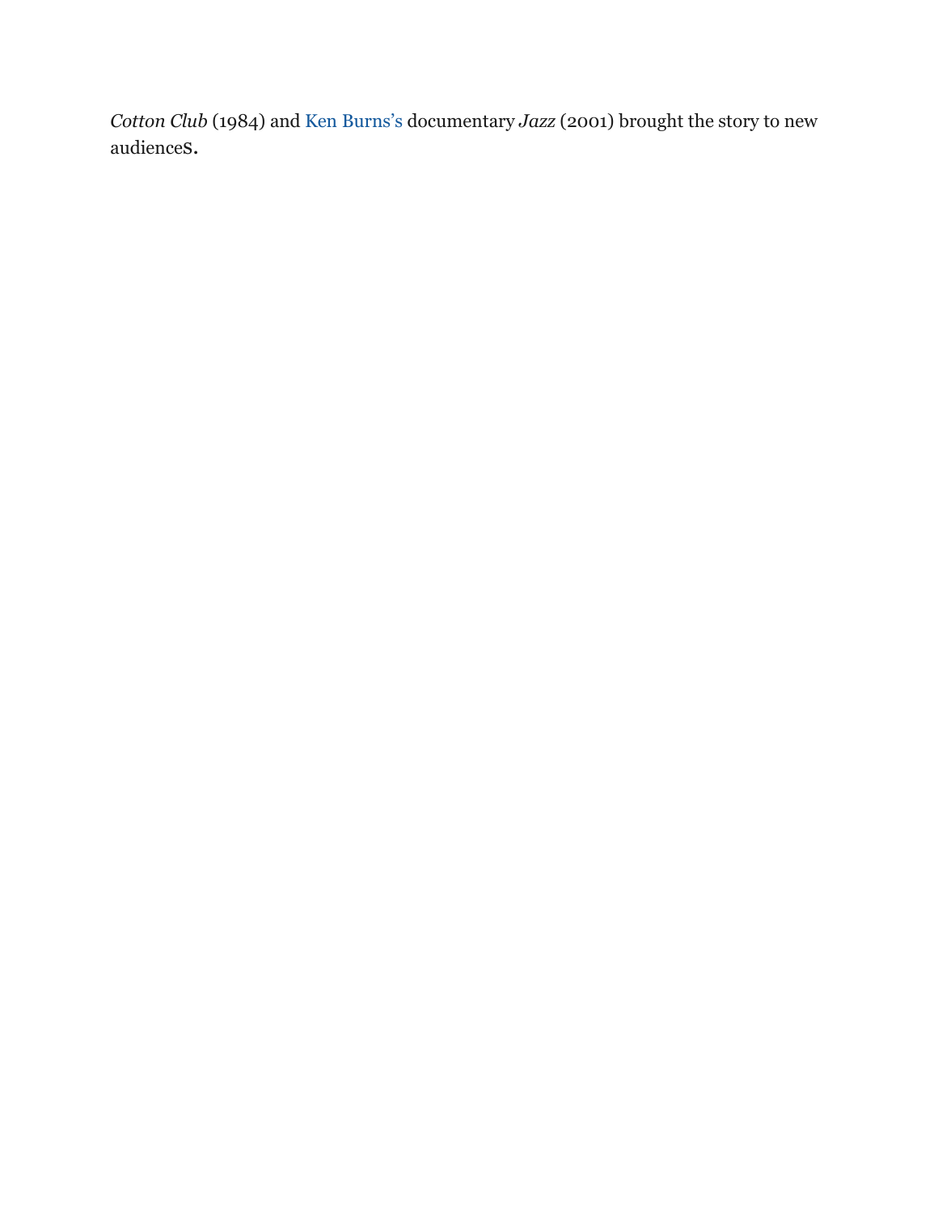*Cotton Club* (1984) and Ken Burns's documentary *Jazz* (2001) brought the story to new audiences.